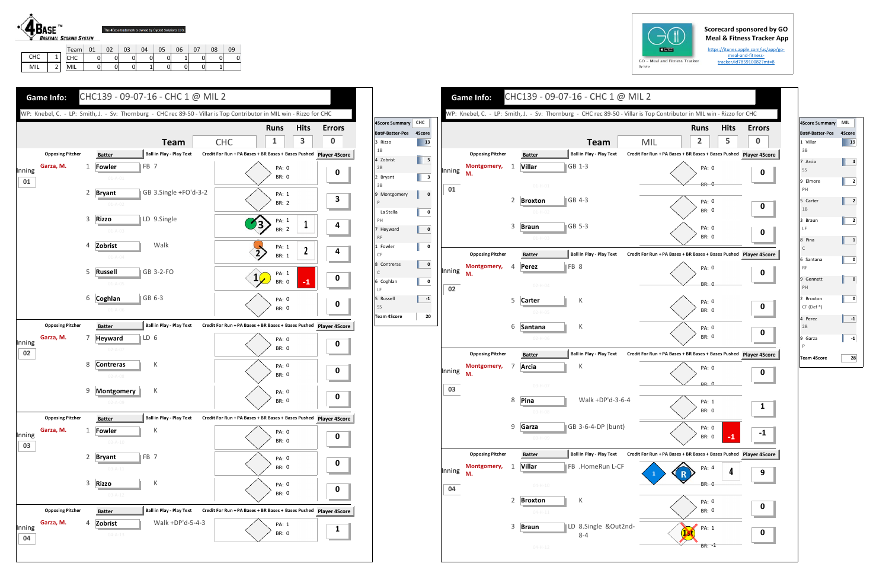4BASE™ BASEBALL SCORING SYSTEM

The 4Base trademark is owned by Cycled Solutions LLC

| | | Team | 01 | 02 | 03 | 04 | 05 | 06 | 07 | 08 | 09 |
|---|---|---|---|---|---|---|---|---|---|---|---|
| CHC | 1 | CHC | 0 | 0 | 0 | 0 | 0 | 1 | 0 | 0 | 0 |
| MIL | 2 | MIL | 0 | 0 | 0 | 1 | 0 | 0 | 0 | 1 | |

Scorecard sponsored by GO Meal & Fitness Tracker App

https://itunes.apple.com/us/app/go-meal-and-fitness-tracker/id785910082?mt=8

GO - Meal and Fitness Tracker

## Game Info: CHC139 - 09-07-16 - CHC 1 @ MIL 2

WP: Knebel, C. - LP: Smith, J. - Sv: Thornburg - CHC rec 89-50 - Villar is Top Contributor in MIL win - Rizzo for CHC

| Team | Runs | Hits | Errors |
|---|---|---|---|
| CHC | 1 | 3 | 0 |

| Inning | Opposing Pitcher | # | Batter | Ball in Play - Play Text | Credit For Run + PA Bases + BR Bases + Bases Pushed | Player 4Score |
|---|---|---|---|---|---|---|
| 01 | Garza, M. | 1 | Fowler | FB 7 | PA: 0, BR: 0 | 0 |
| | | 2 | Bryant | GB 3.Single +FO'd-3-2 | PA: 1, BR: 2 | 3 |
| | | 3 | Rizzo | LD 9.Single | PA: 1, BR: 2, Pushed: 1 | 4 |
| | | 4 | Zobrist | Walk | PA: 1, BR: 1, Pushed: 2 | 4 |
| | | 5 | Russell | GB 3-2-FO | PA: 1, BR: 0, -1 | 0 |
| | | 6 | Coghlan | GB 6-3 | PA: 0, BR: 0 | 0 |
| 02 | Garza, M. | 7 | Heyward | LD 6 | PA: 0, BR: 0 | 0 |
| | | 8 | Contreras | K | PA: 0, BR: 0 | 0 |
| | | 9 | Montgomery | K | PA: 0, BR: 0 | 0 |
| 03 | Garza, M. | 1 | Fowler | K | PA: 0, BR: 0 | 0 |
| | | 2 | Bryant | FB 7 | PA: 0, BR: 0 | 0 |
| | | 3 | Rizzo | K | PA: 0, BR: 0 | 0 |
| 04 | Garza, M. | 4 | Zobrist | Walk +DP'd-5-4-3 | PA: 1, BR: 0 | 1 |

| 4Score Summary | CHC |
|---|---|
| Bat#-Batter-Pos | 4Score |
| 3 Rizzo 1B | 13 |
| 4 Zobrist 2B | 5 |
| 2 Bryant 3B | 3 |
| 9 Montgomery P | 0 |
| La Stella PH | 0 |
| 7 Heyward RF | 0 |
| 1 Fowler CF | 0 |
| 8 Contreras C | 0 |
| 6 Coghlan LF | 0 |
| 5 Russell SS | -1 |
| Team 4Score | 20 |

## Game Info: CHC139 - 09-07-16 - CHC 1 @ MIL 2

WP: Knebel, C. - LP: Smith, J. - Sv: Thornburg - CHC rec 89-50 - Villar is Top Contributor in MIL win - Rizzo for CHC

| Team | Runs | Hits | Errors |
|---|---|---|---|
| MIL | 2 | 5 | 0 |

| Inning | Opposing Pitcher | # | Batter | Ball in Play - Play Text | Credit For Run + PA Bases + BR Bases + Bases Pushed | Player 4Score |
|---|---|---|---|---|---|---|
| 01 | Montgomery, M. | 1 | Villar | GB 1-3 | PA: 0, BR: 0 | 0 |
| | | 2 | Broxton | GB 4-3 | PA: 0, BR: 0 | 0 |
| | | 3 | Braun | GB 5-3 | PA: 0, BR: 0 | 0 |
| 02 | Montgomery, M. | 4 | Perez | FB 8 | PA: 0, BR: 0 | 0 |
| | | 5 | Carter | K | PA: 0, BR: 0 | 0 |
| | | 6 | Santana | K | PA: 0, BR: 0 | 0 |
| 03 | Montgomery, M. | 7 | Arcia | K | PA: 0, BR: 0 | 0 |
| | | 8 | Pina | Walk +DP'd-3-6-4 | PA: 1, BR: 0 | 1 |
| | | 9 | Garza | GB 3-6-4-DP (bunt) | PA: 0, BR: 0, -1 | -1 |
| 04 | Montgomery, M. | 1 | Villar | FB .HomeRun L-CF | 1, R, PA: 4, BR: 0, Pushed: 4 | 9 |
| | | 2 | Broxton | K | PA: 0, BR: 0 | 0 |
| | | 3 | Braun | LD 8.Single &Out2nd-8-4 | PA: 1, BR: -1 | 0 |

| 4Score Summary | MIL |
|---|---|
| Bat#-Batter-Pos | 4Score |
| 1 Villar 3B | 19 |
| 7 Arcia SS | 4 |
| 9 Elmore PH | 2 |
| 5 Carter 1B | 2 |
| 3 Braun LF | 2 |
| 8 Pina C | 1 |
| 6 Santana RF | 0 |
| 9 Gennett PH | 0 |
| 2 Broxton CF (Def *) | 0 |
| 4 Perez 2B | -1 |
| 9 Garza P | -1 |
| Team 4Score | 28 |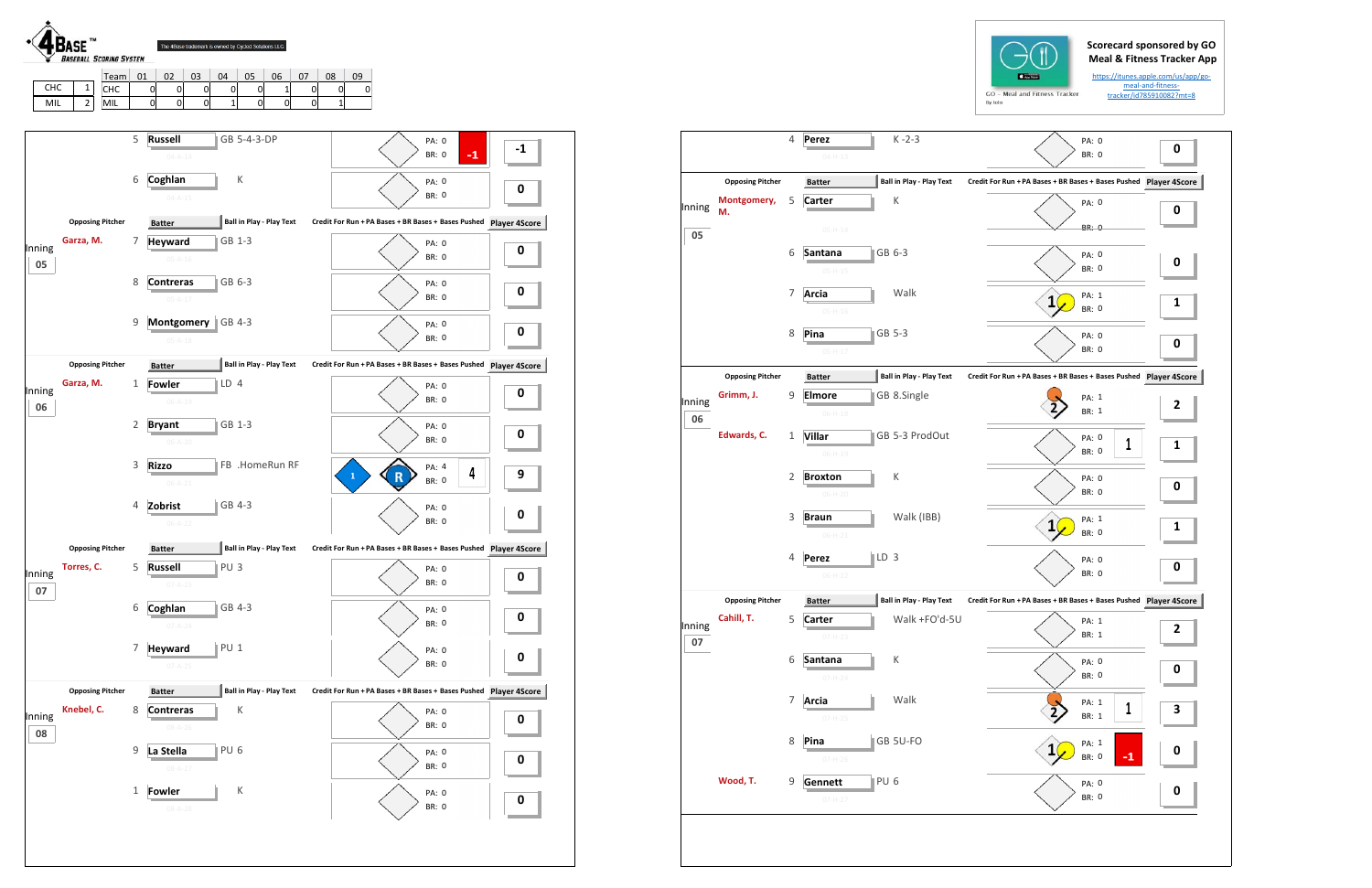**4BASE™ BASEBALL SCORING SYSTEM**

The 4Base trademark is owned by Cycled Solutions LLC

| | | Team | 01 | 02 | 03 | 04 | 05 | 06 | 07 | 08 | 09 |
|---|---|---|---|---|---|---|---|---|---|---|---|
| CHC | 1 | CHC | 0 | 0 | 0 | 0 | 0 | 1 | 0 | 0 | 0 |
| MIL | 2 | MIL | 0 | 0 | 0 | 1 | 0 | 0 | 0 | 1 | |

Scorecard sponsored by GO Meal & Fitness Tracker App

https://itunes.apple.com/us/app/go-meal-and-fitness-tracker/id785910082?mt=8

| Inning | Opposing Pitcher | # | Batter | Ball in Play - Play Text | Credit For Run + PA Bases + BR Bases + Bases Pushed | Player 4Score |
|---|---|---|---|---|---|---|
| | | 5 | Russell | GB 5-4-3-DP | PA: 0 BR: 0 (-1) | -1 |
| | | 6 | Coghlan | K | PA: 0 BR: 0 | 0 |
| 05 | Garza, M. | 7 | Heyward | GB 1-3 | PA: 0 BR: 0 | 0 |
| | | 8 | Contreras | GB 6-3 | PA: 0 BR: 0 | 0 |
| | | 9 | Montgomery | GB 4-3 | PA: 0 BR: 0 | 0 |
| 06 | Garza, M. | 1 | Fowler | LD 4 | PA: 0 BR: 0 | 0 |
| | | 2 | Bryant | GB 1-3 | PA: 0 BR: 0 | 0 |
| | | 3 | Rizzo | FB .HomeRun RF | 1, R PA: 4 BR: 0 (4) | 9 |
| | | 4 | Zobrist | GB 4-3 | PA: 0 BR: 0 | 0 |
| 07 | Torres, C. | 5 | Russell | PU 3 | PA: 0 BR: 0 | 0 |
| | | 6 | Coghlan | GB 4-3 | PA: 0 BR: 0 | 0 |
| | | 7 | Heyward | PU 1 | PA: 0 BR: 0 | 0 |
| 08 | Knebel, C. | 8 | Contreras | K | PA: 0 BR: 0 | 0 |
| | | 9 | La Stella | PU 6 | PA: 0 BR: 0 | 0 |
| | | 1 | Fowler | K | PA: 0 BR: 0 | 0 |

| Inning | Opposing Pitcher | # | Batter | Ball in Play - Play Text | Credit For Run + PA Bases + BR Bases + Bases Pushed | Player 4Score |
|---|---|---|---|---|---|---|
| | | 4 | Perez | K -2-3 | PA: 0 BR: 0 | 0 |
| 05 | Montgomery, M. | 5 | Carter | K | PA: 0 BR: 0 | 0 |
| | | 6 | Santana | GB 6-3 | PA: 0 BR: 0 | 0 |
| | | 7 | Arcia | Walk | 1 PA: 1 BR: 0 | 1 |
| | | 8 | Pina | GB 5-3 | PA: 0 BR: 0 | 0 |
| 06 | Grimm, J. | 9 | Elmore | GB 8.Single | 2 PA: 1 BR: 1 | 2 |
| | Edwards, C. | 1 | Villar | GB 5-3 ProdOut | PA: 0 BR: 0 (1) | 1 |
| | | 2 | Broxton | K | PA: 0 BR: 0 | 0 |
| | | 3 | Braun | Walk (IBB) | 1 PA: 1 BR: 0 | 1 |
| | | 4 | Perez | LD 3 | PA: 0 BR: 0 | 0 |
| 07 | Cahill, T. | 5 | Carter | Walk +FO'd-5U | PA: 1 BR: 1 | 2 |
| | | 6 | Santana | K | PA: 0 BR: 0 | 0 |
| | | 7 | Arcia | Walk | 2 PA: 1 BR: 1 (1) | 3 |
| | | 8 | Pina | GB 5U-FO | 1 PA: 1 BR: 0 (-1) | 0 |
| | Wood, T. | 9 | Gennett | PU 6 | PA: 0 BR: 0 | 0 |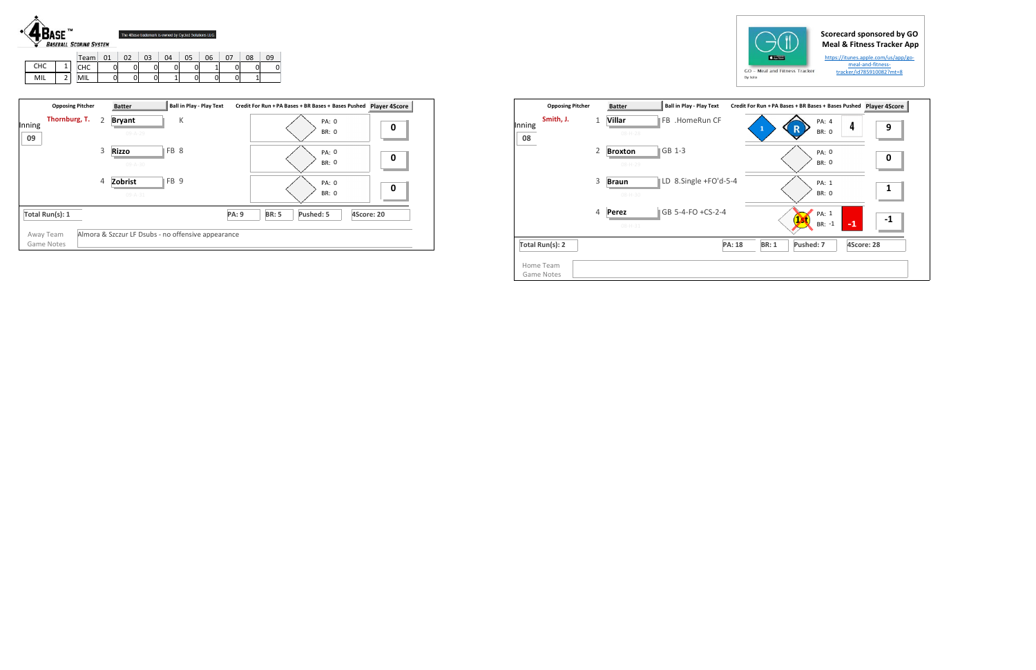4BASE™ BASEBALL SCORING SYSTEM

The 4Base trademark is owned by Cycled Solutions LLC

| | | Team | 01 | 02 | 03 | 04 | 05 | 06 | 07 | 08 | 09 |
|---|---|---|---|---|---|---|---|---|---|---|---|
| CHC | 1 | CHC | 0 | 0 | 0 | 0 | 0 | 1 | 0 | 0 | 0 |
| MIL | 2 | MIL | 0 | 0 | 0 | 1 | 0 | 0 | 0 | 1 | |

**Scorecard sponsored by GO Meal & Fitness Tracker App**

https://itunes.apple.com/us/app/go-meal-and-fitness-tracker/id785910082?mt=8

GO - Meal and Fitness Tracker

| Inning | Opposing Pitcher | | Batter | Ball in Play - Play Text | Credit For Run + PA Bases + BR Bases + Bases Pushed | Player 4Score |
|---|---|---|---|---|---|---|
| 09 | Thornburg, T. | 2 | Bryant | K | PA: 0 BR: 0 | 0 |
| | | 3 | Rizzo | FB 8 | PA: 0 BR: 0 | 0 |
| | | 4 | Zobrist | FB 9 | PA: 0 BR: 0 | 0 |

Total Run(s): 1 | PA: 9 | BR: 5 | Pushed: 5 | 4Score: 20

Away Team Game Notes: Almora & Szczur LF Dsubs - no offensive appearance

| Inning | Opposing Pitcher | | Batter | Ball in Play - Play Text | Credit For Run + PA Bases + BR Bases + Bases Pushed | Player 4Score |
|---|---|---|---|---|---|---|
| 08 | Smith, J. | 1 | Villar | FB .HomeRun CF | 1 R PA: 4 BR: 0 4 | 9 |
| | | 2 | Broxton | GB 1-3 | PA: 0 BR: 0 | 0 |
| | | 3 | Braun | LD 8.Single +FO'd-5-4 | PA: 1 BR: 0 | 1 |
| | | 4 | Perez | GB 5-4-FO +CS-2-4 | 1st PA: 1 BR: -1 -1 | -1 |

Total Run(s): 2 | PA: 18 | BR: 1 | Pushed: 7 | 4Score: 28

Home Team Game Notes